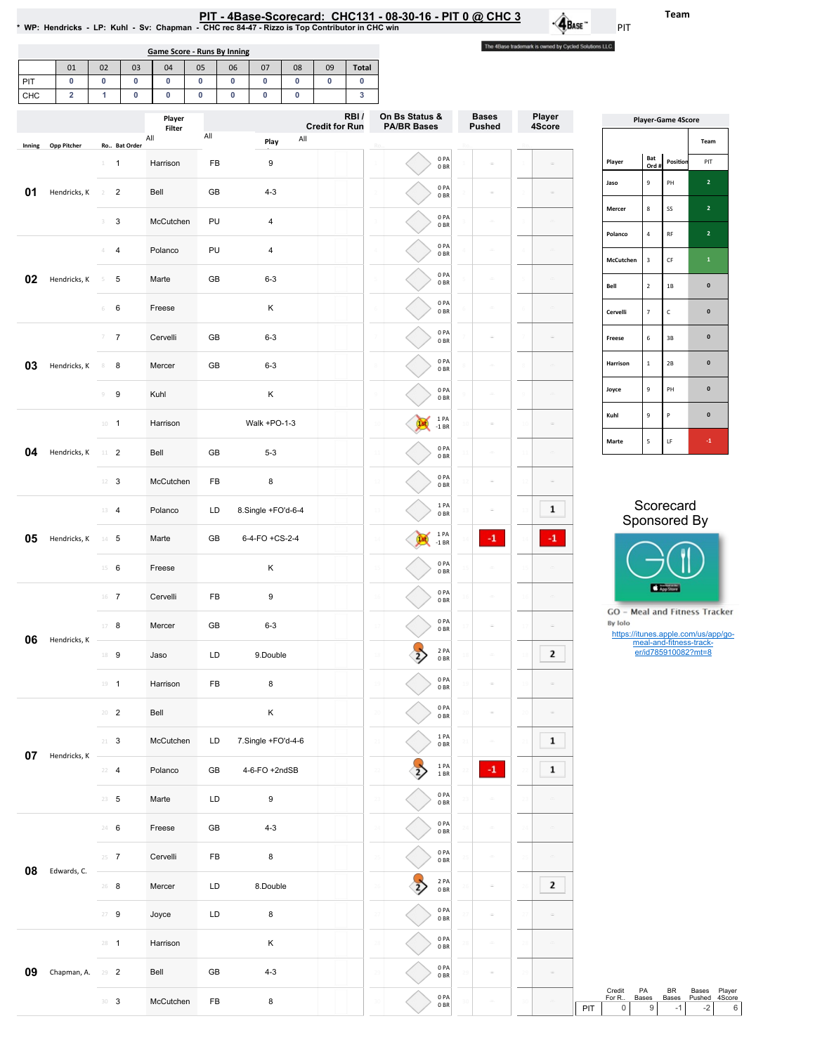# PIT - 4Base-Scorecard: CHC131 - 08-30-16 - PIT 0 @ CHC 3

* WP: Hendricks - LP: Kuhl - Sv: Chapman - CHC rec 84-47 - Rizzo is Top Contributor in CHC win

Team: PIT

The 4Base trademark is owned by Cycled Solutions LLC.

## Game Score - Runs By Inning

| | 01 | 02 | 03 | 04 | 05 | 06 | 07 | 08 | 09 | Total |
|---|---|---|---|---|---|---|---|---|---|---|
| PIT | 0 | 0 | 0 | 0 | 0 | 0 | 0 | 0 | 0 | 0 |
| CHC | 2 | 1 | 0 | 0 | 0 | 0 | 0 | 0 | | 3 |

| Inning | Opp Pitcher | Ro.. | Bat Order | Player | | Play | On Bs Status & PA/BR Bases | Bases Pushed | Player 4Score |
|---|---|---|---|---|---|---|---|---|---|
| 01 | Hendricks, K | 1 | 1 | Harrison | FB | 9 | 0 PA 0 BR | | |
| | | 2 | 2 | Bell | GB | 4-3 | 0 PA 0 BR | | |
| | | 3 | 3 | McCutchen | PU | 4 | 0 PA 0 BR | | |
| 02 | Hendricks, K | 4 | 4 | Polanco | PU | 4 | 0 PA 0 BR | | |
| | | 5 | 5 | Marte | GB | 6-3 | 0 PA 0 BR | | |
| | | 6 | 6 | Freese | | K | 0 PA 0 BR | | |
| 03 | Hendricks, K | 7 | 7 | Cervelli | GB | 6-3 | 0 PA 0 BR | | |
| | | 8 | 8 | Mercer | GB | 6-3 | 0 PA 0 BR | | |
| | | 9 | 9 | Kuhl | | K | 0 PA 0 BR | | |
| 04 | Hendricks, K | 10 | 1 | Harrison | | Walk +PO-1-3 | 1 PA -1 BR | | |
| | | 11 | 2 | Bell | GB | 5-3 | 0 PA 0 BR | | |
| | | 12 | 3 | McCutchen | FB | 8 | 0 PA 0 BR | | |
| 05 | Hendricks, K | 13 | 4 | Polanco | LD | 8.Single +FO'd-6-4 | 1 PA 0 BR | | 1 |
| | | 14 | 5 | Marte | GB | 6-4-FO +CS-2-4 | 1 PA -1 BR | -1 | -1 |
| | | 15 | 6 | Freese | | K | 0 PA 0 BR | | |
| 06 | Hendricks, K | 16 | 7 | Cervelli | FB | 9 | 0 PA 0 BR | | |
| | | 17 | 8 | Mercer | GB | 6-3 | 0 PA 0 BR | | |
| | | 18 | 9 | Jaso | LD | 9.Double | 2 PA 0 BR | | 2 |
| | | 19 | 1 | Harrison | FB | 8 | 0 PA 0 BR | | |
| 07 | Hendricks, K | 20 | 2 | Bell | | K | 0 PA 0 BR | | |
| | | 21 | 3 | McCutchen | LD | 7.Single +FO'd-4-6 | 1 PA 0 BR | | 1 |
| | | 22 | 4 | Polanco | GB | 4-6-FO +2ndSB | 1 PA 1 BR | -1 | 1 |
| | | 23 | 5 | Marte | LD | 9 | 0 PA 0 BR | | |
| 08 | Edwards, C. | 24 | 6 | Freese | GB | 4-3 | 0 PA 0 BR | | |
| | | 25 | 7 | Cervelli | FB | 8 | 0 PA 0 BR | | |
| | | 26 | 8 | Mercer | LD | 8.Double | 2 PA 0 BR | | 2 |
| | | 27 | 9 | Joyce | LD | 8 | 0 PA 0 BR | | |
| 09 | Chapman, A. | 28 | 1 | Harrison | | K | 0 PA 0 BR | | |
| | | 29 | 2 | Bell | GB | 4-3 | 0 PA 0 BR | | |
| | | 30 | 3 | McCutchen | FB | 8 | 0 PA 0 BR | | |

## Player-Game 4Score

| Player | Bat Ord # | Position | PIT |
|---|---|---|---|
| Jaso | 9 | PH | 2 |
| Mercer | 8 | SS | 2 |
| Polanco | 4 | RF | 2 |
| McCutchen | 3 | CF | 1 |
| Bell | 2 | 1B | 0 |
| Cervelli | 7 | C | 0 |
| Freese | 6 | 3B | 0 |
| Harrison | 1 | 2B | 0 |
| Joyce | 9 | PH | 0 |
| Kuhl | 9 | P | 0 |
| Marte | 5 | LF | -1 |

Scorecard Sponsored By

GO – Meal and Fitness Tracker
By Iolo
https://itunes.apple.com/us/app/go-meal-and-fitness-track-er/id785910082?mt=8

| | Credit For R.. | PA Bases | BR Bases | Bases Pushed | Player 4Score |
|---|---|---|---|---|---|
| PIT | 0 | 9 | -1 | -2 | 6 |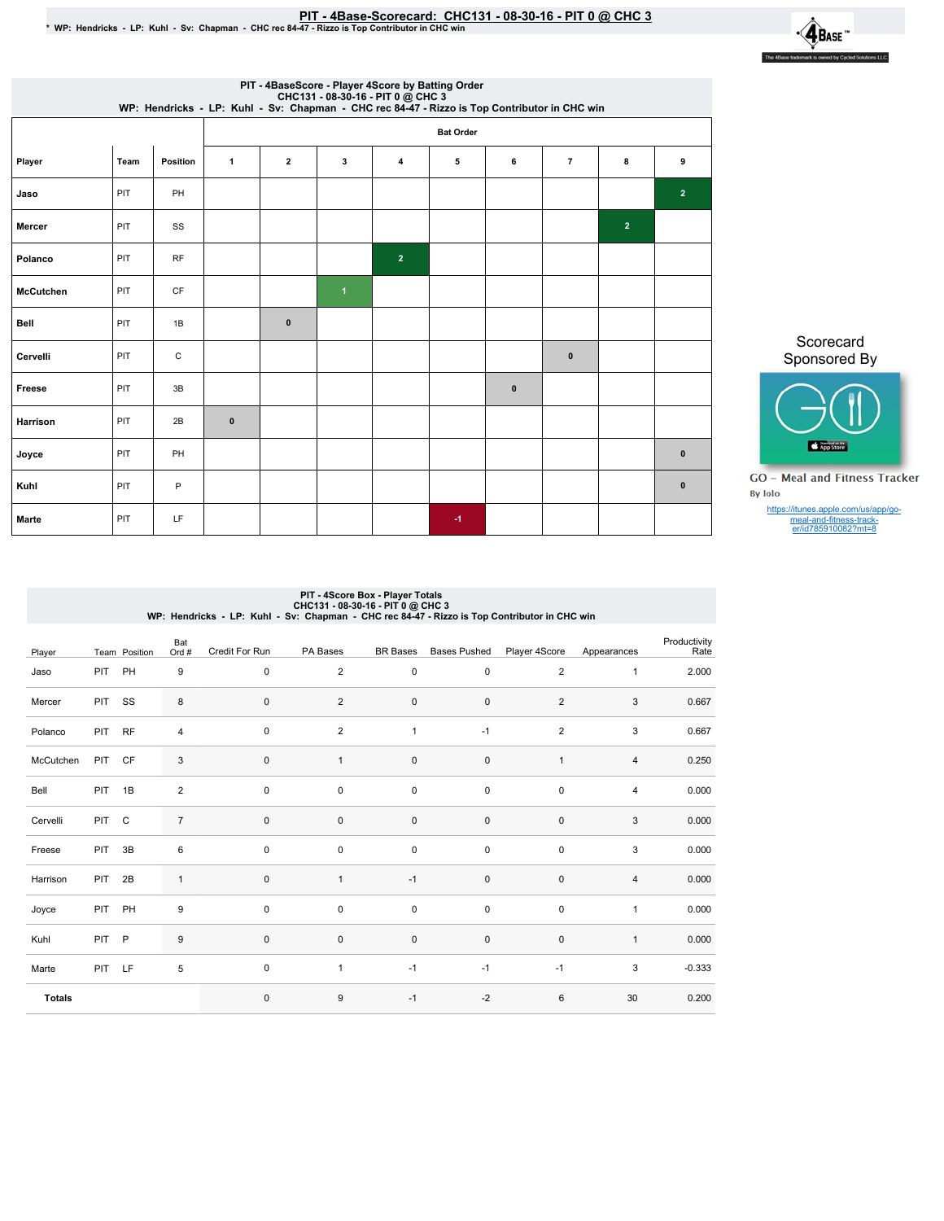# PIT - 4Base-Scorecard: CHC131 - 08-30-16 - PIT 0 @ CHC 3

* WP: Hendricks - LP: Kuhl - Sv: Chapman - CHC rec 84-47 - Rizzo is Top Contributor in CHC win

The 4Base trademark is owned by Cycled Solutions LLC.

## PIT - 4BaseScore - Player 4Score by Batting Order
CHC131 - 08-30-16 - PIT 0 @ CHC 3
WP: Hendricks - LP: Kuhl - Sv: Chapman - CHC rec 84-47 - Rizzo is Top Contributor in CHC win

| Player | Team | Position | Bat Order 1 | 2 | 3 | 4 | 5 | 6 | 7 | 8 | 9 |
|---|---|---|---|---|---|---|---|---|---|---|---|
| Jaso | PIT | PH | | | | | | | | | 2 |
| Mercer | PIT | SS | | | | | | | | 2 | |
| Polanco | PIT | RF | | | | 2 | | | | | |
| McCutchen | PIT | CF | | | 1 | | | | | | |
| Bell | PIT | 1B | | 0 | | | | | | | |
| Cervelli | PIT | C | | | | | | | 0 | | |
| Freese | PIT | 3B | | | | | | 0 | | | |
| Harrison | PIT | 2B | 0 | | | | | | | | |
| Joyce | PIT | PH | | | | | | | | | 0 |
| Kuhl | PIT | P | | | | | | | | | 0 |
| Marte | PIT | LF | | | | | -1 | | | | |

Scorecard Sponsored By

GO - Meal and Fitness Tracker
By Iolo

https://itunes.apple.com/us/app/go-meal-and-fitness-track-er/id785910082?mt=8

## PIT - 4Score Box - Player Totals
CHC131 - 08-30-16 - PIT 0 @ CHC 3
WP: Hendricks - LP: Kuhl - Sv: Chapman - CHC rec 84-47 - Rizzo is Top Contributor in CHC win

| Player | Team | Position | Bat Ord # | Credit For Run | PA Bases | BR Bases | Bases Pushed | Player 4Score | Appearances | Productivity Rate |
|---|---|---|---|---|---|---|---|---|---|---|
| Jaso | PIT | PH | 9 | 0 | 2 | 0 | 0 | 2 | 1 | 2.000 |
| Mercer | PIT | SS | 8 | 0 | 2 | 0 | 0 | 2 | 3 | 0.667 |
| Polanco | PIT | RF | 4 | 0 | 2 | 1 | -1 | 2 | 3 | 0.667 |
| McCutchen | PIT | CF | 3 | 0 | 1 | 0 | 0 | 1 | 4 | 0.250 |
| Bell | PIT | 1B | 2 | 0 | 0 | 0 | 0 | 0 | 4 | 0.000 |
| Cervelli | PIT | C | 7 | 0 | 0 | 0 | 0 | 0 | 3 | 0.000 |
| Freese | PIT | 3B | 6 | 0 | 0 | 0 | 0 | 0 | 3 | 0.000 |
| Harrison | PIT | 2B | 1 | 0 | 1 | -1 | 0 | 0 | 4 | 0.000 |
| Joyce | PIT | PH | 9 | 0 | 0 | 0 | 0 | 0 | 1 | 0.000 |
| Kuhl | PIT | P | 9 | 0 | 0 | 0 | 0 | 0 | 1 | 0.000 |
| Marte | PIT | LF | 5 | 0 | 1 | -1 | -1 | -1 | 3 | -0.333 |
| **Totals** | | | | 0 | 9 | -1 | -2 | 6 | 30 | 0.200 |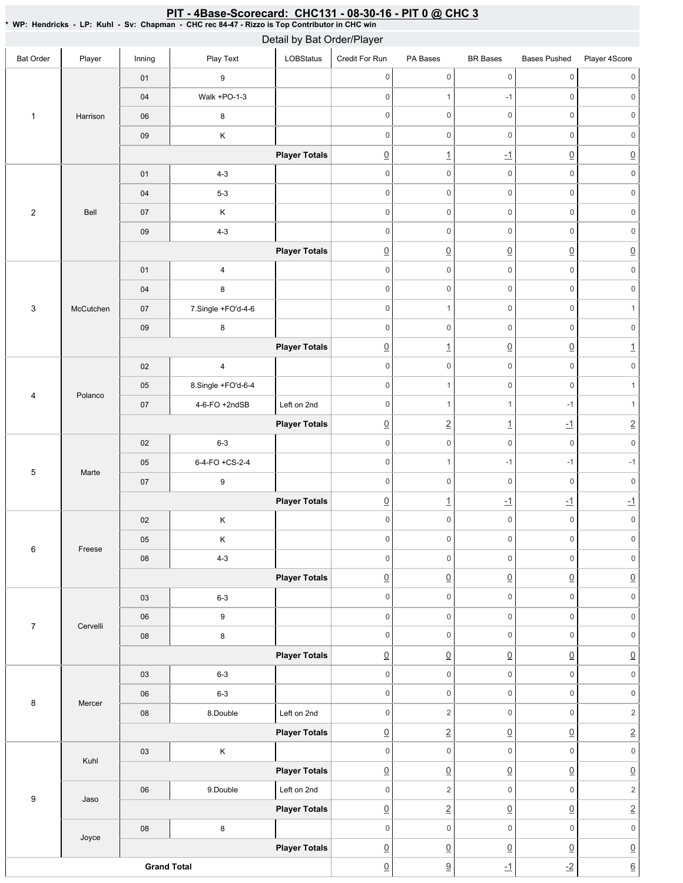# PIT - 4Base-Scorecard: CHC131 - 08-30-16 - PIT 0 @ CHC 3

* WP: Hendricks - LP: Kuhl - Sv: Chapman - CHC rec 84-47 - Rizzo is Top Contributor in CHC win

## Detail by Bat Order/Player

| Bat Order | Player | Inning | Play Text | LOBStatus | Credit For Run | PA Bases | BR Bases | Bases Pushed | Player 4Score |
|---|---|---|---|---|---|---|---|---|---|
| 1 | Harrison | 01 | 9 | | 0 | 0 | 0 | 0 | 0 |
| | | 04 | Walk +PO-1-3 | | 0 | 1 | -1 | 0 | 0 |
| | | 06 | 8 | | 0 | 0 | 0 | 0 | 0 |
| | | 09 | K | | 0 | 0 | 0 | 0 | 0 |
| | | | | **Player Totals** | 0 | 1 | -1 | 0 | 0 |
| 2 | Bell | 01 | 4-3 | | 0 | 0 | 0 | 0 | 0 |
| | | 04 | 5-3 | | 0 | 0 | 0 | 0 | 0 |
| | | 07 | K | | 0 | 0 | 0 | 0 | 0 |
| | | 09 | 4-3 | | 0 | 0 | 0 | 0 | 0 |
| | | | | **Player Totals** | 0 | 0 | 0 | 0 | 0 |
| 3 | McCutchen | 01 | 4 | | 0 | 0 | 0 | 0 | 0 |
| | | 04 | 8 | | 0 | 0 | 0 | 0 | 0 |
| | | 07 | 7.Single +FO'd-4-6 | | 0 | 1 | 0 | 0 | 1 |
| | | 09 | 8 | | 0 | 0 | 0 | 0 | 0 |
| | | | | **Player Totals** | 0 | 1 | 0 | 0 | 1 |
| 4 | Polanco | 02 | 4 | | 0 | 0 | 0 | 0 | 0 |
| | | 05 | 8.Single +FO'd-6-4 | | 0 | 1 | 0 | 0 | 1 |
| | | 07 | 4-6-FO +2ndSB | Left on 2nd | 0 | 1 | 1 | -1 | 1 |
| | | | | **Player Totals** | 0 | 2 | 1 | -1 | 2 |
| 5 | Marte | 02 | 6-3 | | 0 | 0 | 0 | 0 | 0 |
| | | 05 | 6-4-FO +CS-2-4 | | 0 | 1 | -1 | -1 | -1 |
| | | 07 | 9 | | 0 | 0 | 0 | 0 | 0 |
| | | | | **Player Totals** | 0 | 1 | -1 | -1 | -1 |
| 6 | Freese | 02 | K | | 0 | 0 | 0 | 0 | 0 |
| | | 05 | K | | 0 | 0 | 0 | 0 | 0 |
| | | 08 | 4-3 | | 0 | 0 | 0 | 0 | 0 |
| | | | | **Player Totals** | 0 | 0 | 0 | 0 | 0 |
| 7 | Cervelli | 03 | 6-3 | | 0 | 0 | 0 | 0 | 0 |
| | | 06 | 9 | | 0 | 0 | 0 | 0 | 0 |
| | | 08 | 8 | | 0 | 0 | 0 | 0 | 0 |
| | | | | **Player Totals** | 0 | 0 | 0 | 0 | 0 |
| 8 | Mercer | 03 | 6-3 | | 0 | 0 | 0 | 0 | 0 |
| | | 06 | 6-3 | | 0 | 0 | 0 | 0 | 0 |
| | | 08 | 8.Double | Left on 2nd | 0 | 2 | 0 | 0 | 2 |
| | | | | **Player Totals** | 0 | 2 | 0 | 0 | 2 |
| 9 | Kuhl | 03 | K | | 0 | 0 | 0 | 0 | 0 |
| | | | | **Player Totals** | 0 | 0 | 0 | 0 | 0 |
| | Jaso | 06 | 9.Double | Left on 2nd | 0 | 2 | 0 | 0 | 2 |
| | | | | **Player Totals** | 0 | 2 | 0 | 0 | 2 |
| | Joyce | 08 | 8 | | 0 | 0 | 0 | 0 | 0 |
| | | | | **Player Totals** | 0 | 0 | 0 | 0 | 0 |
| **Grand Total** | | | | | 0 | 9 | -1 | -2 | 6 |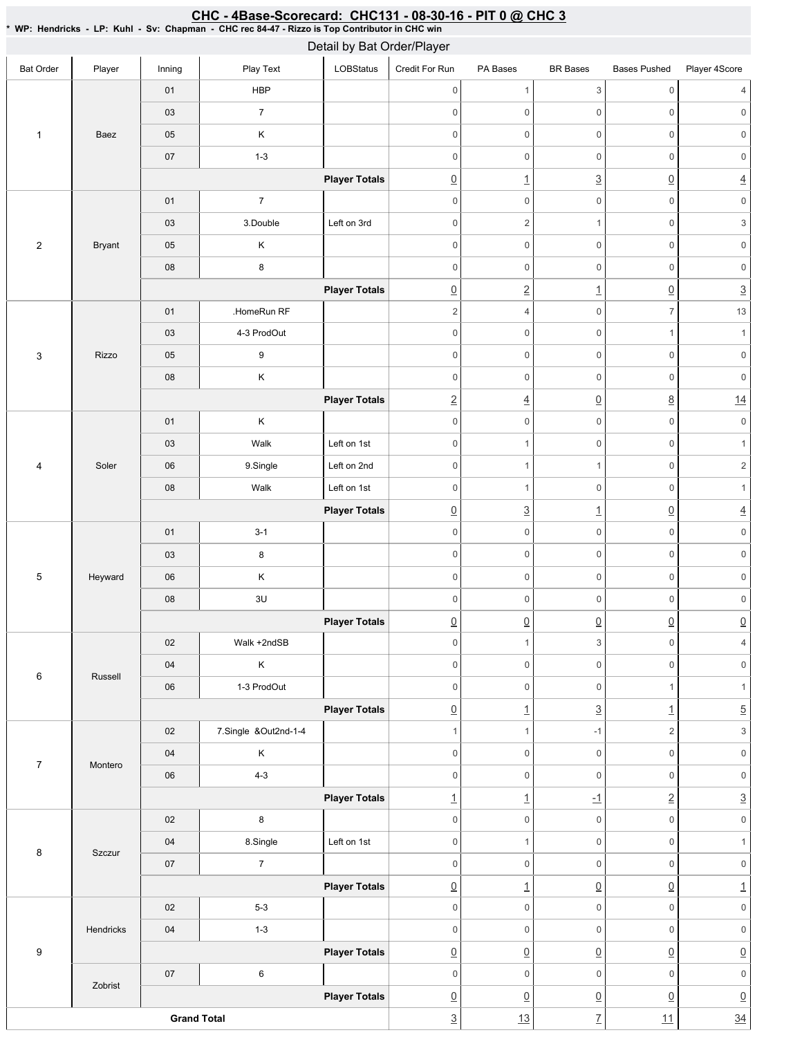# CHC - 4Base-Scorecard: CHC131 - 08-30-16 - PIT 0 @ CHC 3

**\* WP: Hendricks - LP: Kuhl - Sv: Chapman - CHC rec 84-47 - Rizzo is Top Contributor in CHC win**

## Detail by Bat Order/Player

| Bat Order | Player | Inning | Play Text | LOBStatus | Credit For Run | PA Bases | BR Bases | Bases Pushed | Player 4Score |
|---|---|---|---|---|---|---|---|---|---|
| 1 | Baez | 01 | HBP | | 0 | 1 | 3 | 0 | 4 |
| | | 03 | 7 | | 0 | 0 | 0 | 0 | 0 |
| | | 05 | K | | 0 | 0 | 0 | 0 | 0 |
| | | 07 | 1-3 | | 0 | 0 | 0 | 0 | 0 |
| | | | | **Player Totals** | 0 | 1 | 3 | 0 | 4 |
| 2 | Bryant | 01 | 7 | | 0 | 0 | 0 | 0 | 0 |
| | | 03 | 3.Double | Left on 3rd | 0 | 2 | 1 | 0 | 3 |
| | | 05 | K | | 0 | 0 | 0 | 0 | 0 |
| | | 08 | 8 | | 0 | 0 | 0 | 0 | 0 |
| | | | | **Player Totals** | 0 | 2 | 1 | 0 | 3 |
| 3 | Rizzo | 01 | .HomeRun RF | | 2 | 4 | 0 | 7 | 13 |
| | | 03 | 4-3 ProdOut | | 0 | 0 | 0 | 1 | 1 |
| | | 05 | 9 | | 0 | 0 | 0 | 0 | 0 |
| | | 08 | K | | 0 | 0 | 0 | 0 | 0 |
| | | | | **Player Totals** | 2 | 4 | 0 | 8 | 14 |
| 4 | Soler | 01 | K | | 0 | 0 | 0 | 0 | 0 |
| | | 03 | Walk | Left on 1st | 0 | 1 | 0 | 0 | 1 |
| | | 06 | 9.Single | Left on 2nd | 0 | 1 | 1 | 0 | 2 |
| | | 08 | Walk | Left on 1st | 0 | 1 | 0 | 0 | 1 |
| | | | | **Player Totals** | 0 | 3 | 1 | 0 | 4 |
| 5 | Heyward | 01 | 3-1 | | 0 | 0 | 0 | 0 | 0 |
| | | 03 | 8 | | 0 | 0 | 0 | 0 | 0 |
| | | 06 | K | | 0 | 0 | 0 | 0 | 0 |
| | | 08 | 3U | | 0 | 0 | 0 | 0 | 0 |
| | | | | **Player Totals** | 0 | 0 | 0 | 0 | 0 |
| 6 | Russell | 02 | Walk +2ndSB | | 0 | 1 | 3 | 0 | 4 |
| | | 04 | K | | 0 | 0 | 0 | 0 | 0 |
| | | 06 | 1-3 ProdOut | | 0 | 0 | 0 | 1 | 1 |
| | | | | **Player Totals** | 0 | 1 | 3 | 1 | 5 |
| 7 | Montero | 02 | 7.Single &Out2nd-1-4 | | 1 | 1 | -1 | 2 | 3 |
| | | 04 | K | | 0 | 0 | 0 | 0 | 0 |
| | | 06 | 4-3 | | 0 | 0 | 0 | 0 | 0 |
| | | | | **Player Totals** | 1 | 1 | -1 | 2 | 3 |
| 8 | Szczur | 02 | 8 | | 0 | 0 | 0 | 0 | 0 |
| | | 04 | 8.Single | Left on 1st | 0 | 1 | 0 | 0 | 1 |
| | | 07 | 7 | | 0 | 0 | 0 | 0 | 0 |
| | | | | **Player Totals** | 0 | 1 | 0 | 0 | 1 |
| 9 | Hendricks | 02 | 5-3 | | 0 | 0 | 0 | 0 | 0 |
| | | 04 | 1-3 | | 0 | 0 | 0 | 0 | 0 |
| | | | | **Player Totals** | 0 | 0 | 0 | 0 | 0 |
| | Zobrist | 07 | 6 | | 0 | 0 | 0 | 0 | 0 |
| | | | | **Player Totals** | 0 | 0 | 0 | 0 | 0 |
| **Grand Total** | | | | | 3 | 13 | 7 | 11 | 34 |